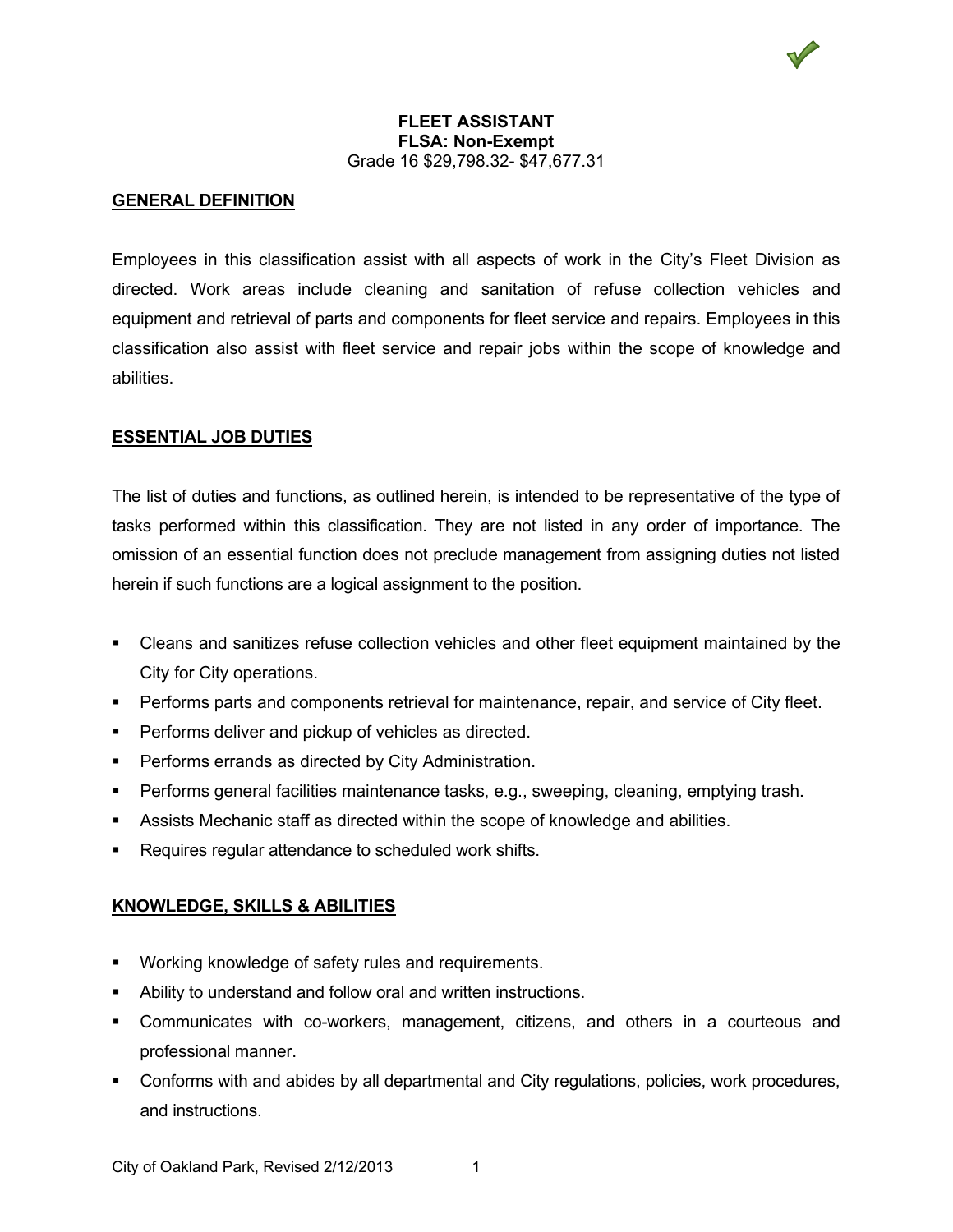# FLEET ASSISTANT

**FLSA: Non-Exempt**

Grade 16 $29,798.32- $47,677.31

## GENERAL DEFINITION

Employees in this classification assist with all aspects of work in the City's Fleet Division as directed. Work areas include cleaning and sanitation of refuse collection vehicles and equipment and retrieval of parts and components for fleet service and repairs. Employees in this classification also assist with fleet service and repair jobs within the scope of knowledge and abilities.

## ESSENTIAL JOB DUTIES

The list of duties and functions, as outlined herein, is intended to be representative of the type of tasks performed within this classification. They are not listed in any order of importance. The omission of an essential function does not preclude management from assigning duties not listed herein if such functions are a logical assignment to the position.

- Cleans and sanitizes refuse collection vehicles and other fleet equipment maintained by the City for City operations.
- Performs parts and components retrieval for maintenance, repair, and service of City fleet.
- Performs deliver and pickup of vehicles as directed.
- Performs errands as directed by City Administration.
- Performs general facilities maintenance tasks, e.g., sweeping, cleaning, emptying trash.
- Assists Mechanic staff as directed within the scope of knowledge and abilities.
- Requires regular attendance to scheduled work shifts.

## KNOWLEDGE, SKILLS & ABILITIES

- Working knowledge of safety rules and requirements.
- Ability to understand and follow oral and written instructions.
- Communicates with co-workers, management, citizens, and others in a courteous and professional manner.
- Conforms with and abides by all departmental and City regulations, policies, work procedures, and instructions.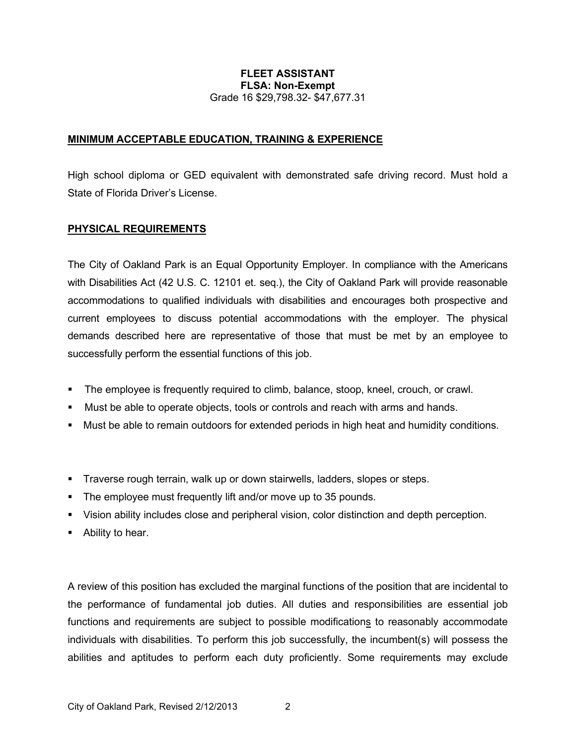**FLEET ASSISTANT**
**FLSA: Non-Exempt**
Grade 16 $29,798.32- $47,677.31

## MINIMUM ACCEPTABLE EDUCATION, TRAINING & EXPERIENCE

High school diploma or GED equivalent with demonstrated safe driving record. Must hold a State of Florida Driver's License.

## PHYSICAL REQUIREMENTS

The City of Oakland Park is an Equal Opportunity Employer. In compliance with the Americans with Disabilities Act (42 U.S. C. 12101 et. seq.), the City of Oakland Park will provide reasonable accommodations to qualified individuals with disabilities and encourages both prospective and current employees to discuss potential accommodations with the employer. The physical demands described here are representative of those that must be met by an employee to successfully perform the essential functions of this job.

- The employee is frequently required to climb, balance, stoop, kneel, crouch, or crawl.
- Must be able to operate objects, tools or controls and reach with arms and hands.
- Must be able to remain outdoors for extended periods in high heat and humidity conditions.

- Traverse rough terrain, walk up or down stairwells, ladders, slopes or steps.
- The employee must frequently lift and/or move up to 35 pounds.
- Vision ability includes close and peripheral vision, color distinction and depth perception.
- Ability to hear.

A review of this position has excluded the marginal functions of the position that are incidental to the performance of fundamental job duties. All duties and responsibilities are essential job functions and requirements are subject to possible modifications to reasonably accommodate individuals with disabilities. To perform this job successfully, the incumbent(s) will possess the abilities and aptitudes to perform each duty proficiently. Some requirements may exclude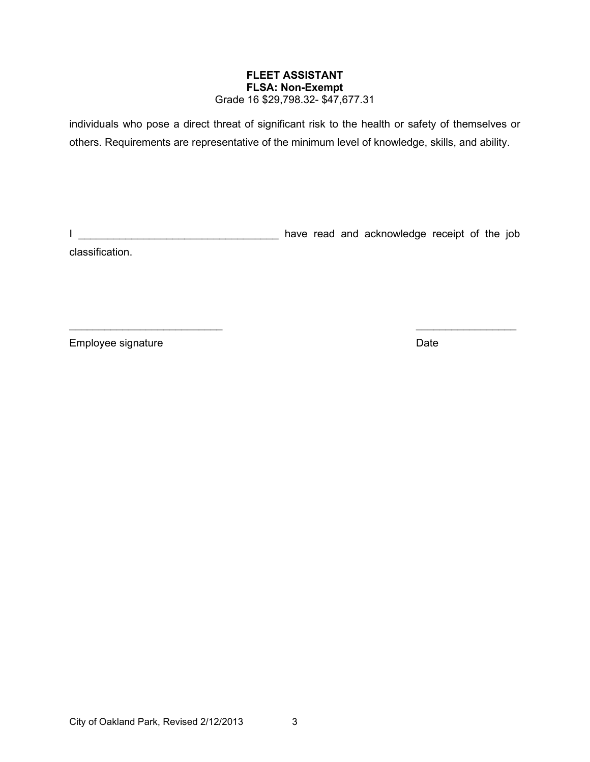individuals who pose a direct threat of significant risk to the health or safety of themselves or others. Requirements are representative of the minimum level of knowledge, skills, and ability.

I __________________________________ have read and acknowledge receipt of the job classification.

__________________________ _________________

Employee signature Date